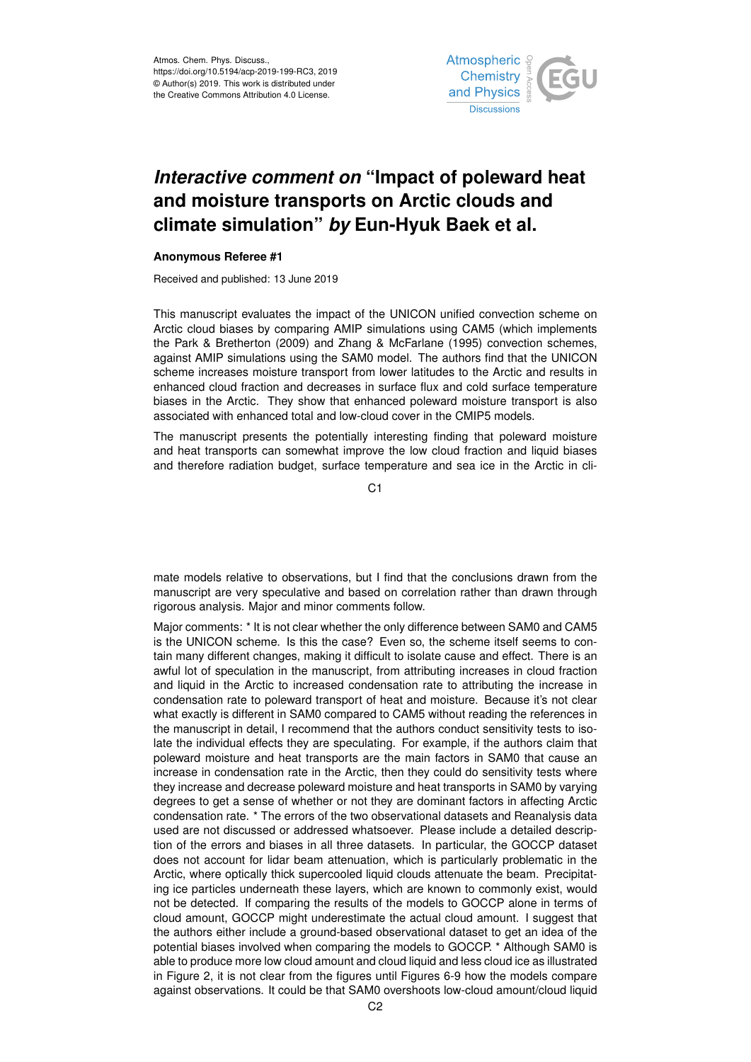Atmos. Chem. Phys. Discuss.,
https://doi.org/10.5194/acp-2019-199-RC3, 2019
© Author(s) 2019. This work is distributed under
the Creative Commons Attribution 4.0 License.

# *Interactive comment on* "Impact of poleward heat and moisture transports on Arctic clouds and climate simulation" *by* Eun-Hyuk Baek et al.

**Anonymous Referee #1**

Received and published: 13 June 2019

This manuscript evaluates the impact of the UNICON unified convection scheme on Arctic cloud biases by comparing AMIP simulations using CAM5 (which implements the Park & Bretherton (2009) and Zhang & McFarlane (1995) convection schemes, against AMIP simulations using the SAM0 model. The authors find that the UNICON scheme increases moisture transport from lower latitudes to the Arctic and results in enhanced cloud fraction and decreases in surface flux and cold surface temperature biases in the Arctic. They show that enhanced poleward moisture transport is also associated with enhanced total and low-cloud cover in the CMIP5 models.

The manuscript presents the potentially interesting finding that poleward moisture and heat transports can somewhat improve the low cloud fraction and liquid biases and therefore radiation budget, surface temperature and sea ice in the Arctic in climate models relative to observations, but I find that the conclusions drawn from the manuscript are very speculative and based on correlation rather than drawn through rigorous analysis. Major and minor comments follow.

Major comments: * It is not clear whether the only difference between SAM0 and CAM5 is the UNICON scheme. Is this the case? Even so, the scheme itself seems to contain many different changes, making it difficult to isolate cause and effect. There is an awful lot of speculation in the manuscript, from attributing increases in cloud fraction and liquid in the Arctic to increased condensation rate to attributing the increase in condensation rate to poleward transport of heat and moisture. Because it's not clear what exactly is different in SAM0 compared to CAM5 without reading the references in the manuscript in detail, I recommend that the authors conduct sensitivity tests to isolate the individual effects they are speculating. For example, if the authors claim that poleward moisture and heat transports are the main factors in SAM0 that cause an increase in condensation rate in the Arctic, then they could do sensitivity tests where they increase and decrease poleward moisture and heat transports in SAM0 by varying degrees to get a sense of whether or not they are dominant factors in affecting Arctic condensation rate. * The errors of the two observational datasets and Reanalysis data used are not discussed or addressed whatsoever. Please include a detailed description of the errors and biases in all three datasets. In particular, the GOCCP dataset does not account for lidar beam attenuation, which is particularly problematic in the Arctic, where optically thick supercooled liquid clouds attenuate the beam. Precipitating ice particles underneath these layers, which are known to commonly exist, would not be detected. If comparing the results of the models to GOCCP alone in terms of cloud amount, GOCCP might underestimate the actual cloud amount. I suggest that the authors either include a ground-based observational dataset to get an idea of the potential biases involved when comparing the models to GOCCP. * Although SAM0 is able to produce more low cloud amount and cloud liquid and less cloud ice as illustrated in Figure 2, it is not clear from the figures until Figures 6-9 how the models compare against observations. It could be that SAM0 overshoots low-cloud amount/cloud liquid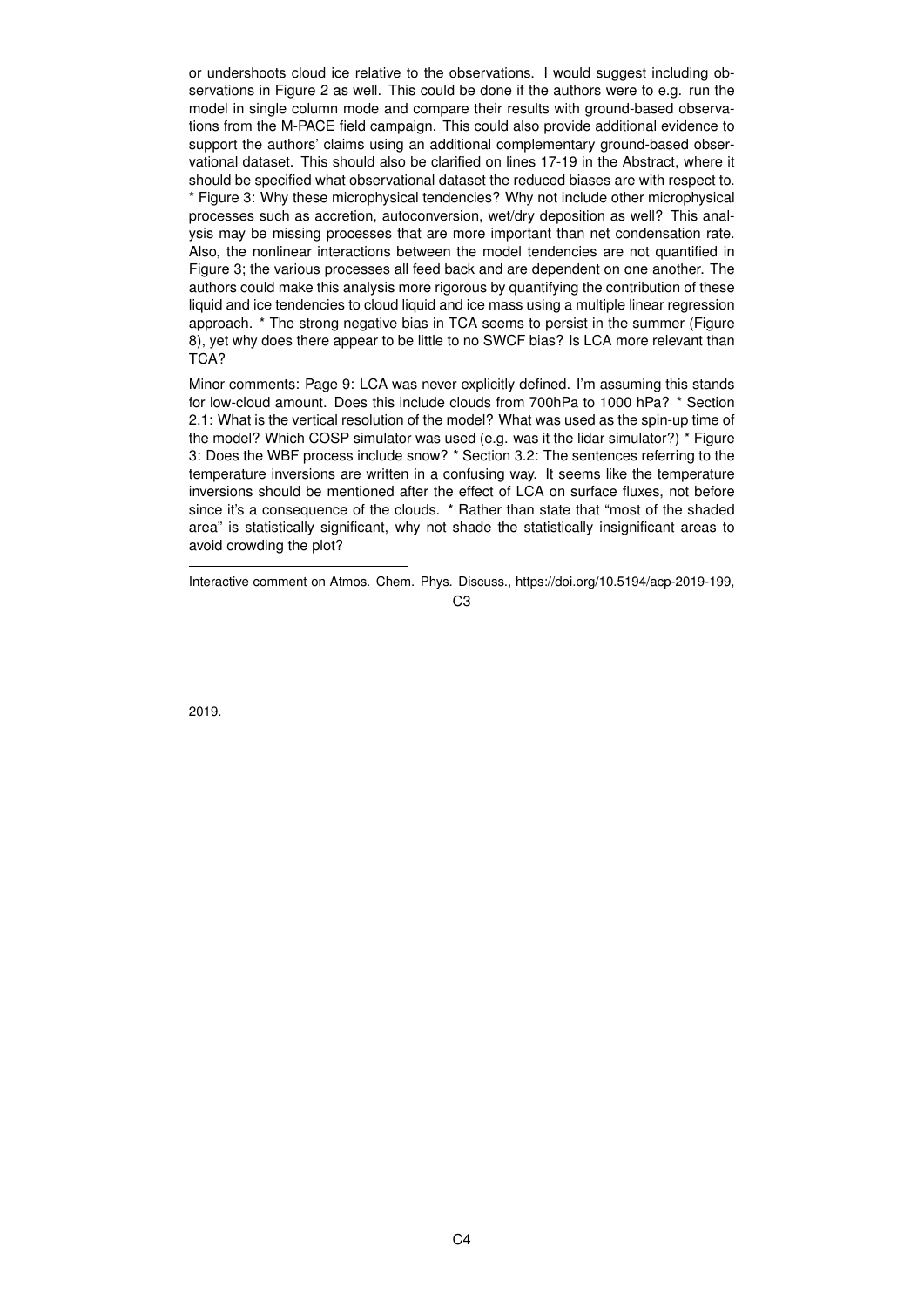or undershoots cloud ice relative to the observations. I would suggest including observations in Figure 2 as well. This could be done if the authors were to e.g. run the model in single column mode and compare their results with ground-based observations from the M-PACE field campaign. This could also provide additional evidence to support the authors' claims using an additional complementary ground-based observational dataset. This should also be clarified on lines 17-19 in the Abstract, where it should be specified what observational dataset the reduced biases are with respect to.
* Figure 3: Why these microphysical tendencies? Why not include other microphysical processes such as accretion, autoconversion, wet/dry deposition as well? This analysis may be missing processes that are more important than net condensation rate. Also, the nonlinear interactions between the model tendencies are not quantified in Figure 3; the various processes all feed back and are dependent on one another. The authors could make this analysis more rigorous by quantifying the contribution of these liquid and ice tendencies to cloud liquid and ice mass using a multiple linear regression approach. * The strong negative bias in TCA seems to persist in the summer (Figure 8), yet why does there appear to be little to no SWCF bias? Is LCA more relevant than TCA?

Minor comments: Page 9: LCA was never explicitly defined. I'm assuming this stands for low-cloud amount. Does this include clouds from 700hPa to 1000 hPa? * Section 2.1: What is the vertical resolution of the model? What was used as the spin-up time of the model? Which COSP simulator was used (e.g. was it the lidar simulator?) * Figure 3: Does the WBF process include snow? * Section 3.2: The sentences referring to the temperature inversions are written in a confusing way. It seems like the temperature inversions should be mentioned after the effect of LCA on surface fluxes, not before since it's a consequence of the clouds. * Rather than state that "most of the shaded area" is statistically significant, why not shade the statistically insignificant areas to avoid crowding the plot?

---

Interactive comment on Atmos. Chem. Phys. Discuss., https://doi.org/10.5194/acp-2019-199, 2019.